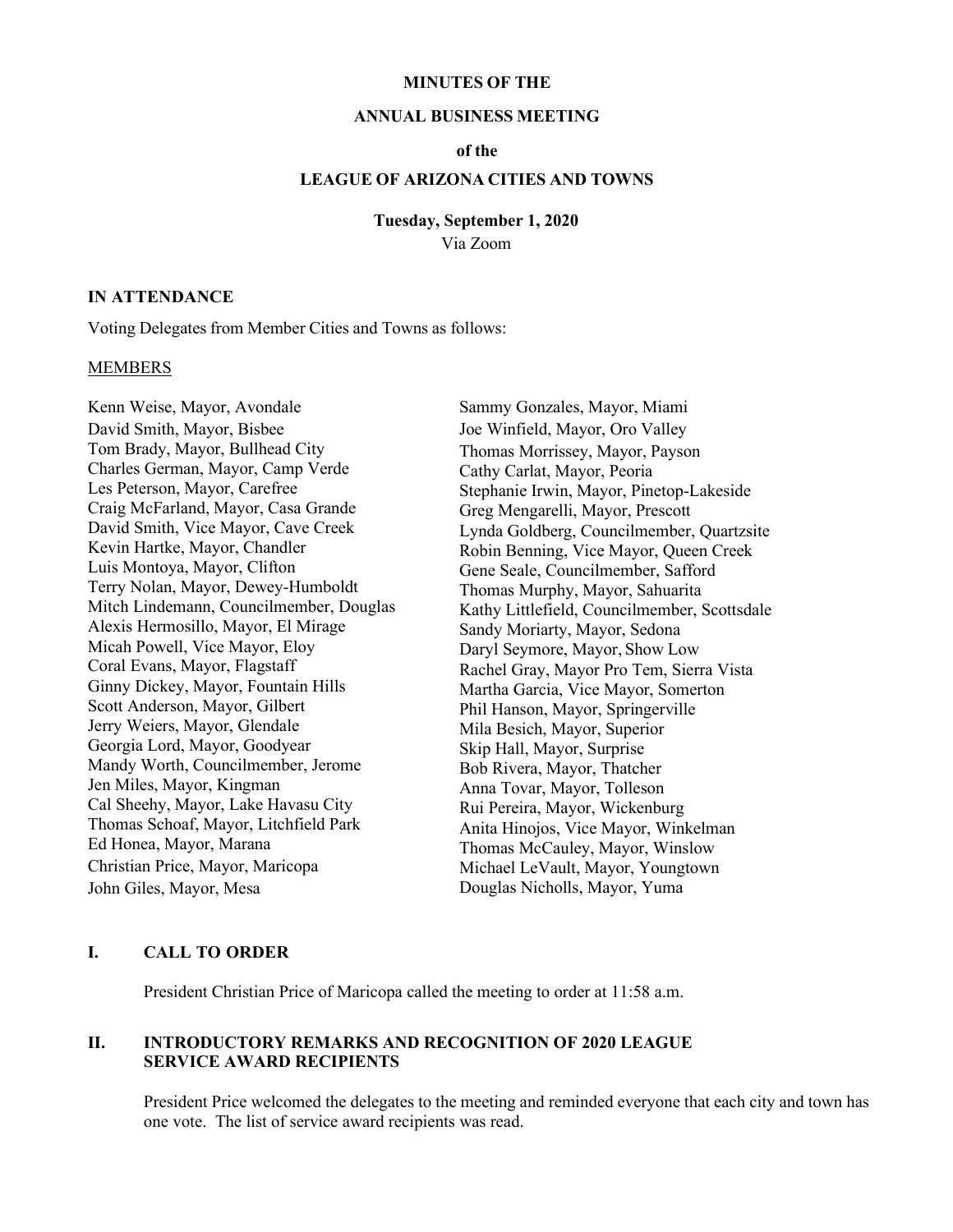# MINUTES OF THE

# ANNUAL BUSINESS MEETING

# of the

# LEAGUE OF ARIZONA CITIES AND TOWNS

**Tuesday, September 1, 2020**

Via Zoom

## IN ATTENDANCE

Voting Delegates from Member Cities and Towns as follows:

MEMBERS

Kenn Weise, Mayor, Avondale
David Smith, Mayor, Bisbee
Tom Brady, Mayor, Bullhead City
Charles German, Mayor, Camp Verde
Les Peterson, Mayor, Carefree
Craig McFarland, Mayor, Casa Grande
David Smith, Vice Mayor, Cave Creek
Kevin Hartke, Mayor, Chandler
Luis Montoya, Mayor, Clifton
Terry Nolan, Mayor, Dewey-Humboldt
Mitch Lindemann, Councilmember, Douglas
Alexis Hermosillo, Mayor, El Mirage
Micah Powell, Vice Mayor, Eloy
Coral Evans, Mayor, Flagstaff
Ginny Dickey, Mayor, Fountain Hills
Scott Anderson, Mayor, Gilbert
Jerry Weiers, Mayor, Glendale
Georgia Lord, Mayor, Goodyear
Mandy Worth, Councilmember, Jerome
Jen Miles, Mayor, Kingman
Cal Sheehy, Mayor, Lake Havasu City
Thomas Schoaf, Mayor, Litchfield Park
Ed Honea, Mayor, Marana
Christian Price, Mayor, Maricopa
John Giles, Mayor, Mesa
Sammy Gonzales, Mayor, Miami
Joe Winfield, Mayor, Oro Valley
Thomas Morrissey, Mayor, Payson
Cathy Carlat, Mayor, Peoria
Stephanie Irwin, Mayor, Pinetop-Lakeside
Greg Mengarelli, Mayor, Prescott
Lynda Goldberg, Councilmember, Quartzsite
Robin Benning, Vice Mayor, Queen Creek
Gene Seale, Councilmember, Safford
Thomas Murphy, Mayor, Sahuarita
Kathy Littlefield, Councilmember, Scottsdale
Sandy Moriarty, Mayor, Sedona
Daryl Seymore, Mayor, Show Low
Rachel Gray, Mayor Pro Tem, Sierra Vista
Martha Garcia, Vice Mayor, Somerton
Phil Hanson, Mayor, Springerville
Mila Besich, Mayor, Superior
Skip Hall, Mayor, Surprise
Bob Rivera, Mayor, Thatcher
Anna Tovar, Mayor, Tolleson
Rui Pereira, Mayor, Wickenburg
Anita Hinojos, Vice Mayor, Winkelman
Thomas McCauley, Mayor, Winslow
Michael LeVault, Mayor, Youngtown
Douglas Nicholls, Mayor, Yuma

## I. CALL TO ORDER

President Christian Price of Maricopa called the meeting to order at 11:58 a.m.

## II. INTRODUCTORY REMARKS AND RECOGNITION OF 2020 LEAGUE SERVICE AWARD RECIPIENTS

President Price welcomed the delegates to the meeting and reminded everyone that each city and town has one vote. The list of service award recipients was read.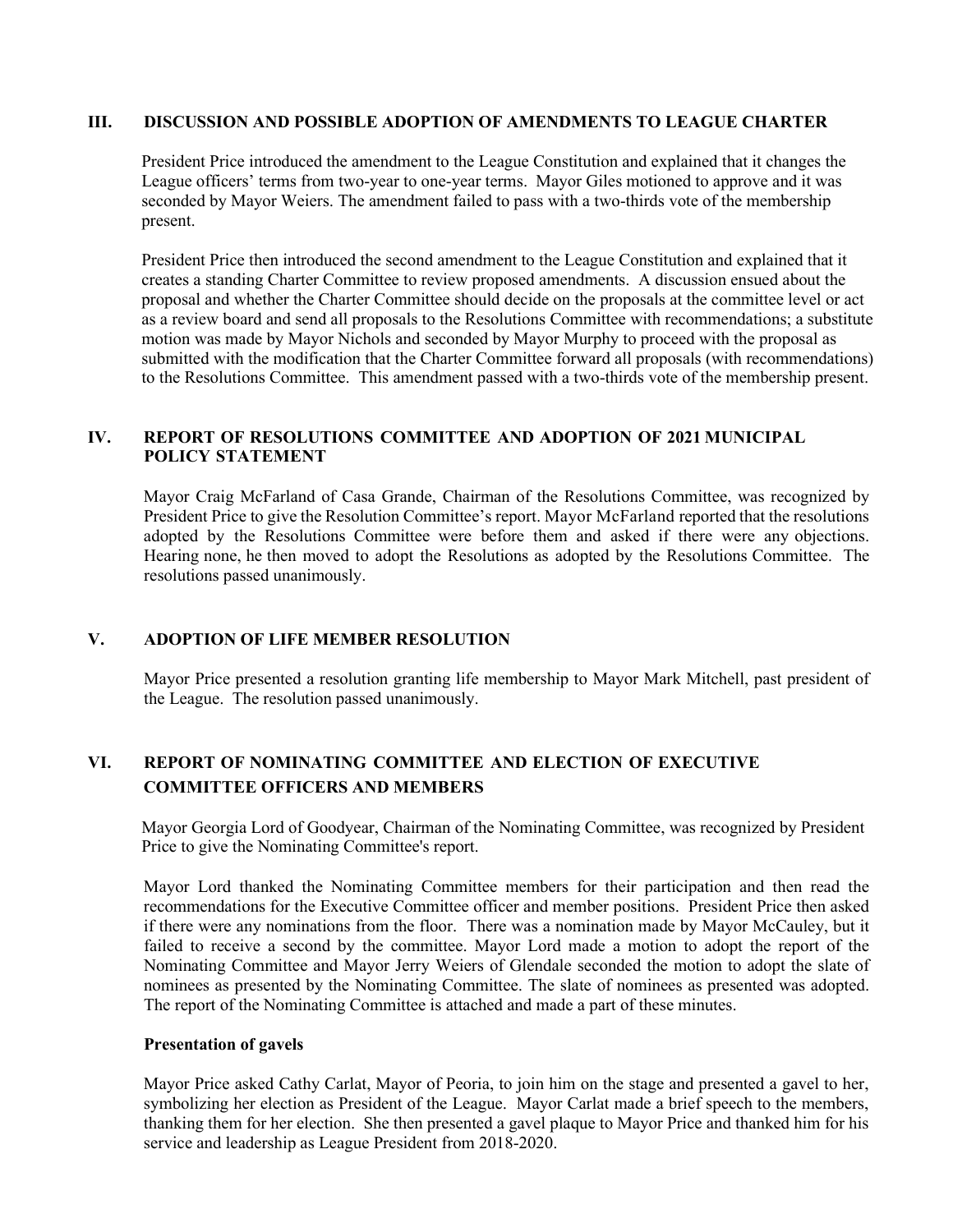## III. DISCUSSION AND POSSIBLE ADOPTION OF AMENDMENTS TO LEAGUE CHARTER

President Price introduced the amendment to the League Constitution and explained that it changes the League officers' terms from two-year to one-year terms. Mayor Giles motioned to approve and it was seconded by Mayor Weiers. The amendment failed to pass with a two-thirds vote of the membership present.

President Price then introduced the second amendment to the League Constitution and explained that it creates a standing Charter Committee to review proposed amendments. A discussion ensued about the proposal and whether the Charter Committee should decide on the proposals at the committee level or act as a review board and send all proposals to the Resolutions Committee with recommendations; a substitute motion was made by Mayor Nichols and seconded by Mayor Murphy to proceed with the proposal as submitted with the modification that the Charter Committee forward all proposals (with recommendations) to the Resolutions Committee. This amendment passed with a two-thirds vote of the membership present.

## IV. REPORT OF RESOLUTIONS COMMITTEE AND ADOPTION OF 2021 MUNICIPAL POLICY STATEMENT

Mayor Craig McFarland of Casa Grande, Chairman of the Resolutions Committee, was recognized by President Price to give the Resolution Committee's report. Mayor McFarland reported that the resolutions adopted by the Resolutions Committee were before them and asked if there were any objections. Hearing none, he then moved to adopt the Resolutions as adopted by the Resolutions Committee. The resolutions passed unanimously.

## V. ADOPTION OF LIFE MEMBER RESOLUTION

Mayor Price presented a resolution granting life membership to Mayor Mark Mitchell, past president of the League. The resolution passed unanimously.

## VI. REPORT OF NOMINATING COMMITTEE AND ELECTION OF EXECUTIVE COMMITTEE OFFICERS AND MEMBERS

Mayor Georgia Lord of Goodyear, Chairman of the Nominating Committee, was recognized by President Price to give the Nominating Committee's report.

Mayor Lord thanked the Nominating Committee members for their participation and then read the recommendations for the Executive Committee officer and member positions. President Price then asked if there were any nominations from the floor. There was a nomination made by Mayor McCauley, but it failed to receive a second by the committee. Mayor Lord made a motion to adopt the report of the Nominating Committee and Mayor Jerry Weiers of Glendale seconded the motion to adopt the slate of nominees as presented by the Nominating Committee. The slate of nominees as presented was adopted. The report of the Nominating Committee is attached and made a part of these minutes.

### Presentation of gavels

Mayor Price asked Cathy Carlat, Mayor of Peoria, to join him on the stage and presented a gavel to her, symbolizing her election as President of the League. Mayor Carlat made a brief speech to the members, thanking them for her election. She then presented a gavel plaque to Mayor Price and thanked him for his service and leadership as League President from 2018-2020.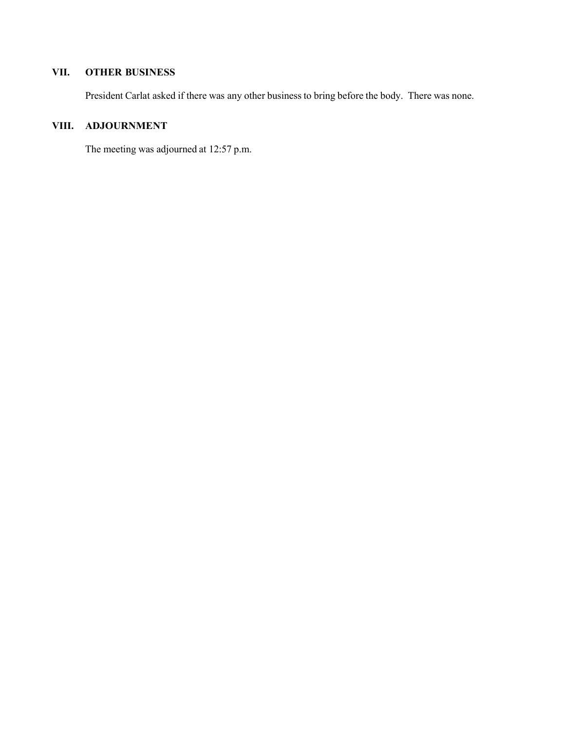## VII. OTHER BUSINESS

President Carlat asked if there was any other business to bring before the body. There was none.

## VIII. ADJOURNMENT

The meeting was adjourned at 12:57 p.m.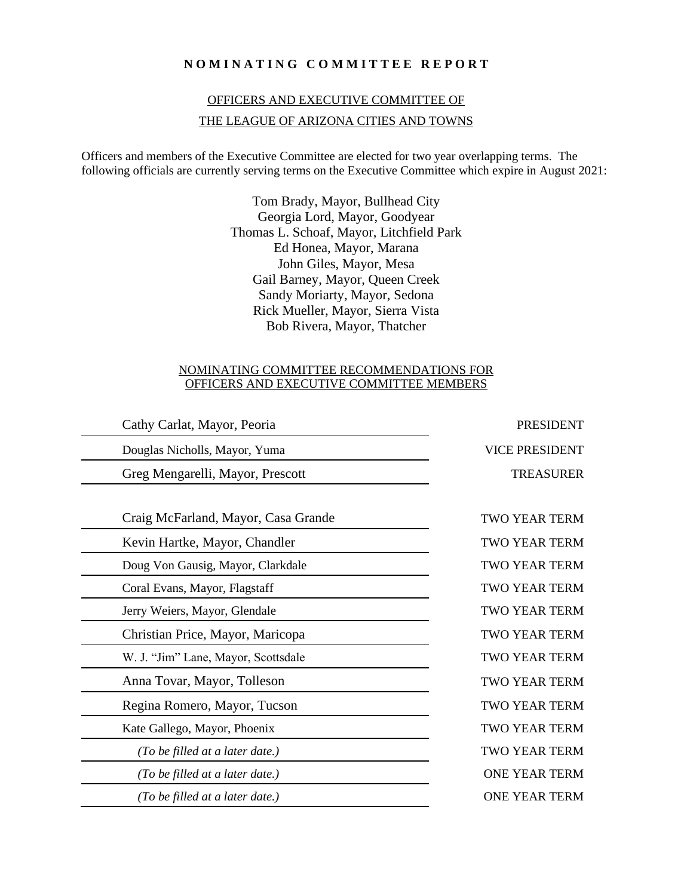# NOMINATING COMMITTEE REPORT

## OFFICERS AND EXECUTIVE COMMITTEE OF THE LEAGUE OF ARIZONA CITIES AND TOWNS

Officers and members of the Executive Committee are elected for two year overlapping terms. The following officials are currently serving terms on the Executive Committee which expire in August 2021:

Tom Brady, Mayor, Bullhead City
Georgia Lord, Mayor, Goodyear
Thomas L. Schoaf, Mayor, Litchfield Park
Ed Honea, Mayor, Marana
John Giles, Mayor, Mesa
Gail Barney, Mayor, Queen Creek
Sandy Moriarty, Mayor, Sedona
Rick Mueller, Mayor, Sierra Vista
Bob Rivera, Mayor, Thatcher

## NOMINATING COMMITTEE RECOMMENDATIONS FOR OFFICERS AND EXECUTIVE COMMITTEE MEMBERS

| | |
|---|---|
| Cathy Carlat, Mayor, Peoria | PRESIDENT |
| Douglas Nicholls, Mayor, Yuma | VICE PRESIDENT |
| Greg Mengarelli, Mayor, Prescott | TREASURER |
| Craig McFarland, Mayor, Casa Grande | TWO YEAR TERM |
| Kevin Hartke, Mayor, Chandler | TWO YEAR TERM |
| Doug Von Gausig, Mayor, Clarkdale | TWO YEAR TERM |
| Coral Evans, Mayor, Flagstaff | TWO YEAR TERM |
| Jerry Weiers, Mayor, Glendale | TWO YEAR TERM |
| Christian Price, Mayor, Maricopa | TWO YEAR TERM |
| W. J. "Jim" Lane, Mayor, Scottsdale | TWO YEAR TERM |
| Anna Tovar, Mayor, Tolleson | TWO YEAR TERM |
| Regina Romero, Mayor, Tucson | TWO YEAR TERM |
| Kate Gallego, Mayor, Phoenix | TWO YEAR TERM |
| *(To be filled at a later date.)* | TWO YEAR TERM |
| *(To be filled at a later date.)* | ONE YEAR TERM |
| *(To be filled at a later date.)* | ONE YEAR TERM |